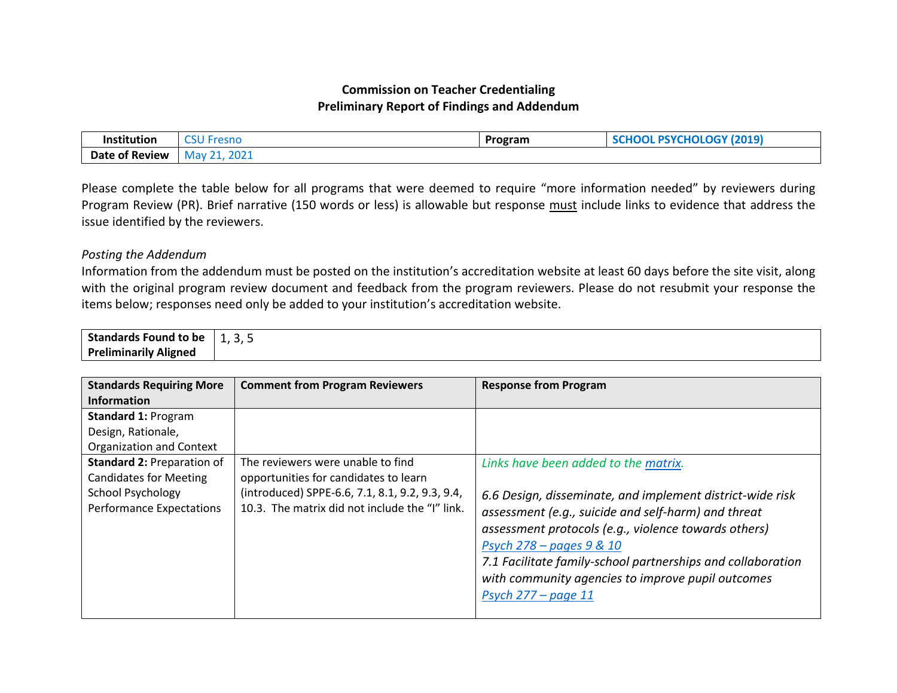**Commission on Teacher Credentialing**
**Preliminary Report of Findings and Addendum**

| Institution | CSU Fresno | Program | SCHOOL PSYCHOLOGY (2019) |
|---|---|---|---|
| Date of Review | May 21, 2021 | | |

Please complete the table below for all programs that were deemed to require "more information needed" by reviewers during Program Review (PR). Brief narrative (150 words or less) is allowable but response must include links to evidence that address the issue identified by the reviewers.

*Posting the Addendum*

Information from the addendum must be posted on the institution's accreditation website at least 60 days before the site visit, along with the original program review document and feedback from the program reviewers. Please do not resubmit your response the items below; responses need only be added to your institution's accreditation website.

| Standards Found to be Preliminarily Aligned | 1, 3, 5 |
|---|---|

| Standards Requiring More Information | Comment from Program Reviewers | Response from Program |
|---|---|---|
| **Standard 1:** Program Design, Rationale, Organization and Context | | |
| **Standard 2:** Preparation of Candidates for Meeting School Psychology Performance Expectations | The reviewers were unable to find opportunities for candidates to learn (introduced) SPPE-6.6, 7.1, 8.1, 9.2, 9.3, 9.4, 10.3. The matrix did not include the "I" link. | *Links have been added to the matrix.*<br><br>*6.6 Design, disseminate, and implement district-wide risk assessment (e.g., suicide and self-harm) and threat assessment protocols (e.g., violence towards others)*<br>*Psych 278 – pages 9 & 10*<br>*7.1 Facilitate family-school partnerships and collaboration with community agencies to improve pupil outcomes*<br>*Psych 277 – page 11* |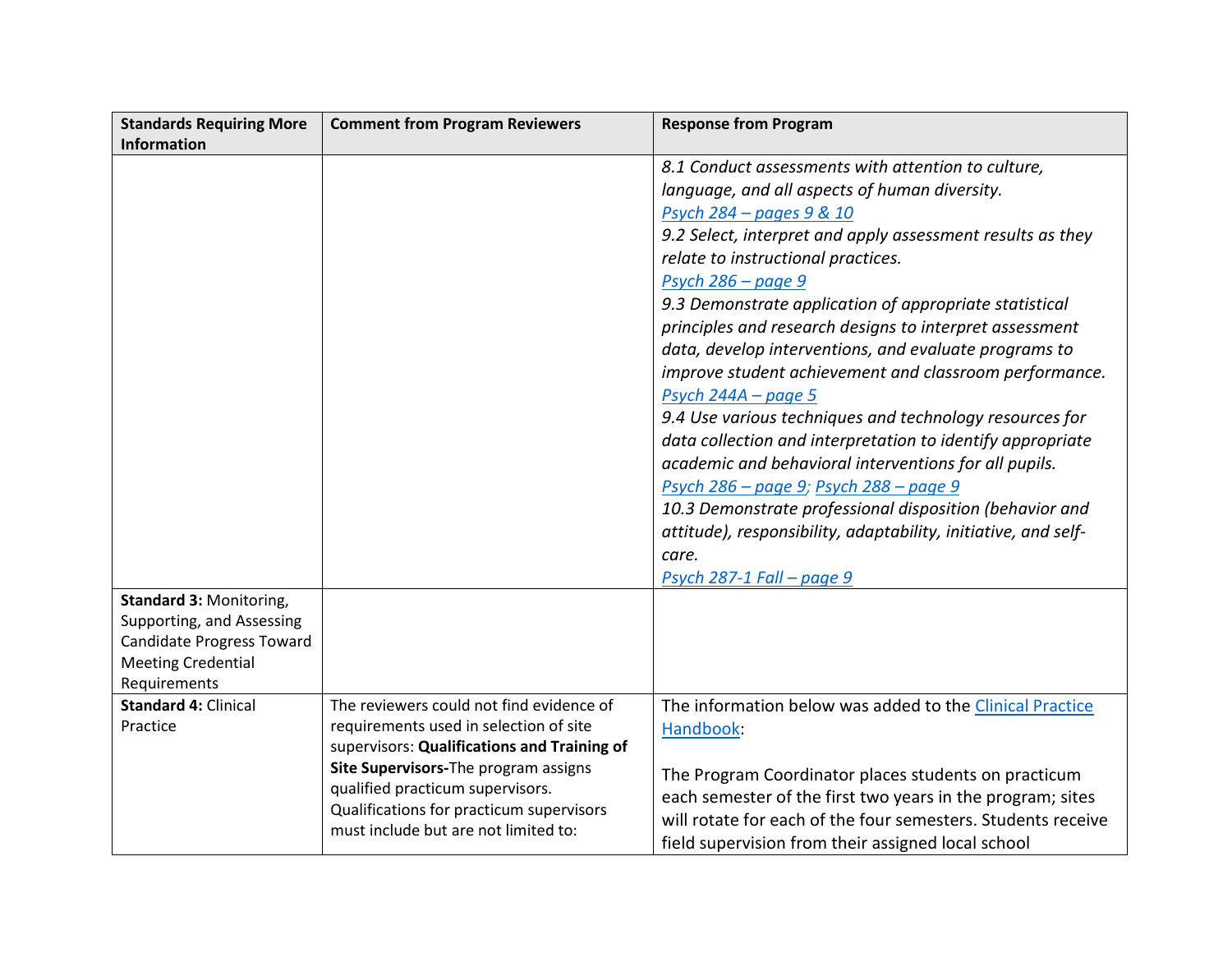| Standards Requiring More Information | Comment from Program Reviewers | Response from Program |
|---|---|---|
| | | *8.1 Conduct assessments with attention to culture, language, and all aspects of human diversity.*<br>[Psych 284 – pages 9 & 10]<br>*9.2 Select, interpret and apply assessment results as they relate to instructional practices.*<br>[Psych 286 – page 9]<br>*9.3 Demonstrate application of appropriate statistical principles and research designs to interpret assessment data, develop interventions, and evaluate programs to improve student achievement and classroom performance.*<br>[Psych 244A – page 5]<br>*9.4 Use various techniques and technology resources for data collection and interpretation to identify appropriate academic and behavioral interventions for all pupils.*<br>[Psych 286 – page 9]; [Psych 288 – page 9]<br>*10.3 Demonstrate professional disposition (behavior and attitude), responsibility, adaptability, initiative, and self-care.*<br>[Psych 287-1 Fall – page 9] |
| **Standard 3:** Monitoring, Supporting, and Assessing Candidate Progress Toward Meeting Credential Requirements | | |
| **Standard 4:** Clinical Practice | The reviewers could not find evidence of requirements used in selection of site supervisors: **Qualifications and Training of Site Supervisors-**The program assigns qualified practicum supervisors. Qualifications for practicum supervisors must include but are not limited to: | The information below was added to the [Clinical Practice Handbook]:<br><br>The Program Coordinator places students on practicum each semester of the first two years in the program; sites will rotate for each of the four semesters. Students receive field supervision from their assigned local school |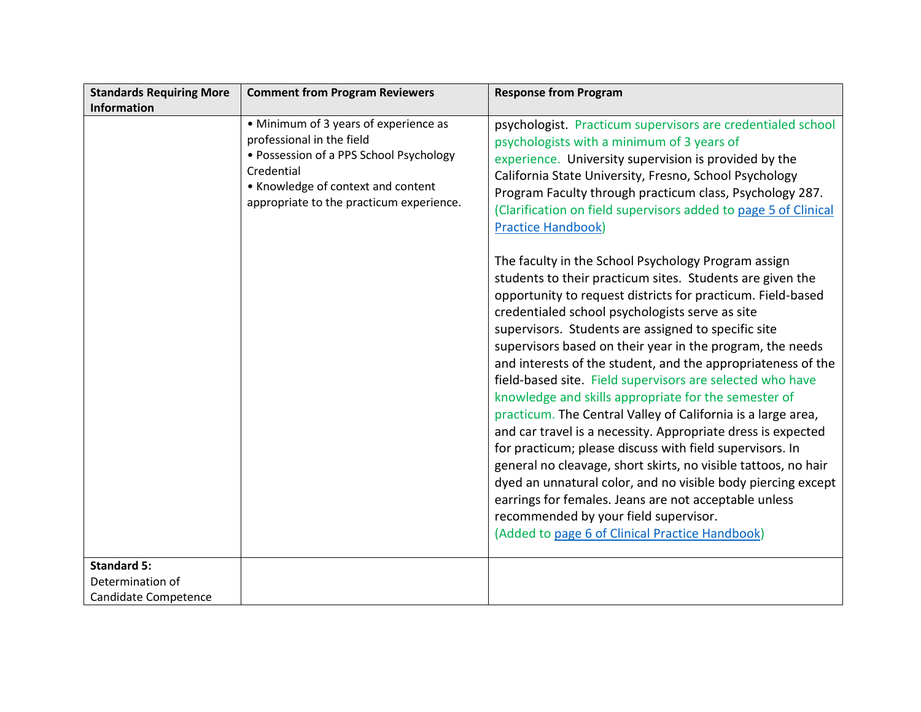| Standards Requiring More Information | Comment from Program Reviewers | Response from Program |
| --- | --- | --- |
| | • Minimum of 3 years of experience as professional in the field<br>• Possession of a PPS School Psychology Credential<br>• Knowledge of context and content appropriate to the practicum experience. | psychologist. Practicum supervisors are credentialed school psychologists with a minimum of 3 years of experience. University supervision is provided by the California State University, Fresno, School Psychology Program Faculty through practicum class, Psychology 287. (Clarification on field supervisors added to page 5 of Clinical Practice Handbook)<br><br>The faculty in the School Psychology Program assign students to their practicum sites. Students are given the opportunity to request districts for practicum. Field-based credentialed school psychologists serve as site supervisors. Students are assigned to specific site supervisors based on their year in the program, the needs and interests of the student, and the appropriateness of the field-based site. Field supervisors are selected who have knowledge and skills appropriate for the semester of practicum. The Central Valley of California is a large area, and car travel is a necessity. Appropriate dress is expected for practicum; please discuss with field supervisors. In general no cleavage, short skirts, no visible tattoos, no hair dyed an unnatural color, and no visible body piercing except earrings for females. Jeans are not acceptable unless recommended by your field supervisor.<br>(Added to page 6 of Clinical Practice Handbook) |
| **Standard 5:** Determination of Candidate Competence | | |